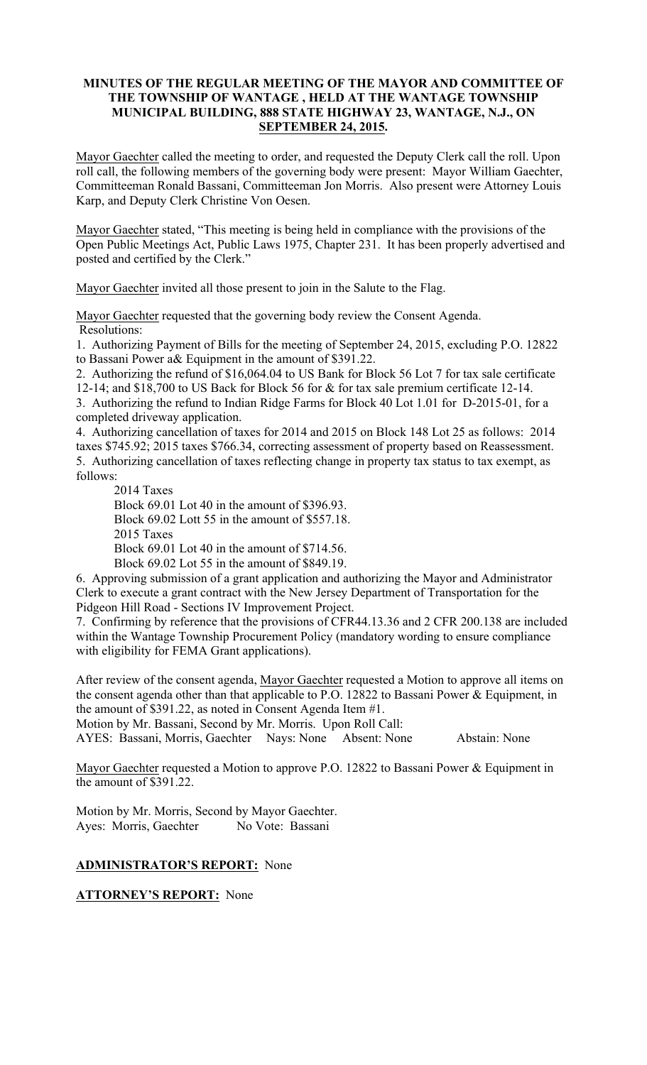**MINUTES OF THE REGULAR MEETING OF THE MAYOR AND COMMITTEE OF THE TOWNSHIP OF WANTAGE , HELD AT THE WANTAGE TOWNSHIP MUNICIPAL BUILDING, 888 STATE HIGHWAY 23, WANTAGE, N.J., ON SEPTEMBER 24, 2015.**

Mayor Gaechter called the meeting to order, and requested the Deputy Clerk call the roll. Upon roll call, the following members of the governing body were present: Mayor William Gaechter, Committeeman Ronald Bassani, Committeeman Jon Morris. Also present were Attorney Louis Karp, and Deputy Clerk Christine Von Oesen.

Mayor Gaechter stated, "This meeting is being held in compliance with the provisions of the Open Public Meetings Act, Public Laws 1975, Chapter 231. It has been properly advertised and posted and certified by the Clerk."

Mayor Gaechter invited all those present to join in the Salute to the Flag.

Mayor Gaechter requested that the governing body review the Consent Agenda.
Resolutions:

1. Authorizing Payment of Bills for the meeting of September 24, 2015, excluding P.O. 12822 to Bassani Power a& Equipment in the amount of $391.22.
2. Authorizing the refund of $16,064.04 to US Bank for Block 56 Lot 7 for tax sale certificate 12-14; and $18,700 to US Back for Block 56 for & for tax sale premium certificate 12-14.
3. Authorizing the refund to Indian Ridge Farms for Block 40 Lot 1.01 for D-2015-01, for a completed driveway application.
4. Authorizing cancellation of taxes for 2014 and 2015 on Block 148 Lot 25 as follows: 2014 taxes $745.92; 2015 taxes $766.34, correcting assessment of property based on Reassessment.
5. Authorizing cancellation of taxes reflecting change in property tax status to tax exempt, as follows:

   2014 Taxes
   Block 69.01 Lot 40 in the amount of $396.93.
   Block 69.02 Lott 55 in the amount of $557.18.
   2015 Taxes
   Block 69.01 Lot 40 in the amount of $714.56.
   Block 69.02 Lot 55 in the amount of $849.19.

6. Approving submission of a grant application and authorizing the Mayor and Administrator Clerk to execute a grant contract with the New Jersey Department of Transportation for the Pidgeon Hill Road - Sections IV Improvement Project.
7. Confirming by reference that the provisions of CFR44.13.36 and 2 CFR 200.138 are included within the Wantage Township Procurement Policy (mandatory wording to ensure compliance with eligibility for FEMA Grant applications).

After review of the consent agenda, Mayor Gaechter requested a Motion to approve all items on the consent agenda other than that applicable to P.O. 12822 to Bassani Power & Equipment, in the amount of $391.22, as noted in Consent Agenda Item #1.
Motion by Mr. Bassani, Second by Mr. Morris. Upon Roll Call:
AYES: Bassani, Morris, Gaechter  Nays: None  Absent: None  Abstain: None

Mayor Gaechter requested a Motion to approve P.O. 12822 to Bassani Power & Equipment in the amount of $391.22.

Motion by Mr. Morris, Second by Mayor Gaechter.
Ayes: Morris, Gaechter  No Vote: Bassani

**ADMINISTRATOR'S REPORT:** None

**ATTORNEY'S REPORT:** None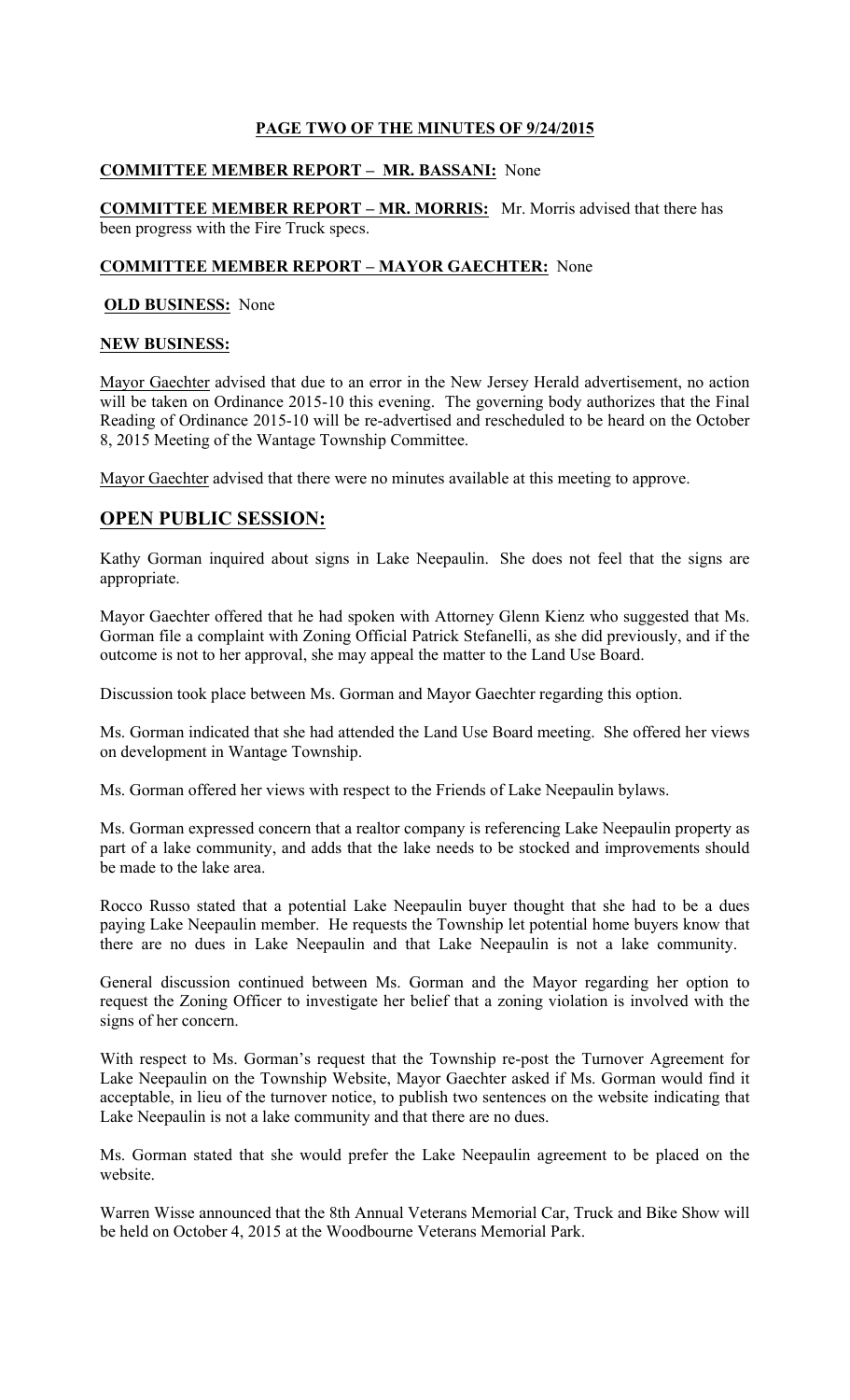**PAGE TWO OF THE MINUTES OF 9/24/2015**

**COMMITTEE MEMBER REPORT – MR. BASSANI:** None

**COMMITTEE MEMBER REPORT – MR. MORRIS:** Mr. Morris advised that there has been progress with the Fire Truck specs.

**COMMITTEE MEMBER REPORT – MAYOR GAECHTER:** None

**OLD BUSINESS:** None

**NEW BUSINESS:**

Mayor Gaechter advised that due to an error in the New Jersey Herald advertisement, no action will be taken on Ordinance 2015-10 this evening. The governing body authorizes that the Final Reading of Ordinance 2015-10 will be re-advertised and rescheduled to be heard on the October 8, 2015 Meeting of the Wantage Township Committee.

Mayor Gaechter advised that there were no minutes available at this meeting to approve.

## OPEN PUBLIC SESSION:

Kathy Gorman inquired about signs in Lake Neepaulin. She does not feel that the signs are appropriate.

Mayor Gaechter offered that he had spoken with Attorney Glenn Kienz who suggested that Ms. Gorman file a complaint with Zoning Official Patrick Stefanelli, as she did previously, and if the outcome is not to her approval, she may appeal the matter to the Land Use Board.

Discussion took place between Ms. Gorman and Mayor Gaechter regarding this option.

Ms. Gorman indicated that she had attended the Land Use Board meeting. She offered her views on development in Wantage Township.

Ms. Gorman offered her views with respect to the Friends of Lake Neepaulin bylaws.

Ms. Gorman expressed concern that a realtor company is referencing Lake Neepaulin property as part of a lake community, and adds that the lake needs to be stocked and improvements should be made to the lake area.

Rocco Russo stated that a potential Lake Neepaulin buyer thought that she had to be a dues paying Lake Neepaulin member. He requests the Township let potential home buyers know that there are no dues in Lake Neepaulin and that Lake Neepaulin is not a lake community.

General discussion continued between Ms. Gorman and the Mayor regarding her option to request the Zoning Officer to investigate her belief that a zoning violation is involved with the signs of her concern.

With respect to Ms. Gorman's request that the Township re-post the Turnover Agreement for Lake Neepaulin on the Township Website, Mayor Gaechter asked if Ms. Gorman would find it acceptable, in lieu of the turnover notice, to publish two sentences on the website indicating that Lake Neepaulin is not a lake community and that there are no dues.

Ms. Gorman stated that she would prefer the Lake Neepaulin agreement to be placed on the website.

Warren Wisse announced that the 8th Annual Veterans Memorial Car, Truck and Bike Show will be held on October 4, 2015 at the Woodbourne Veterans Memorial Park.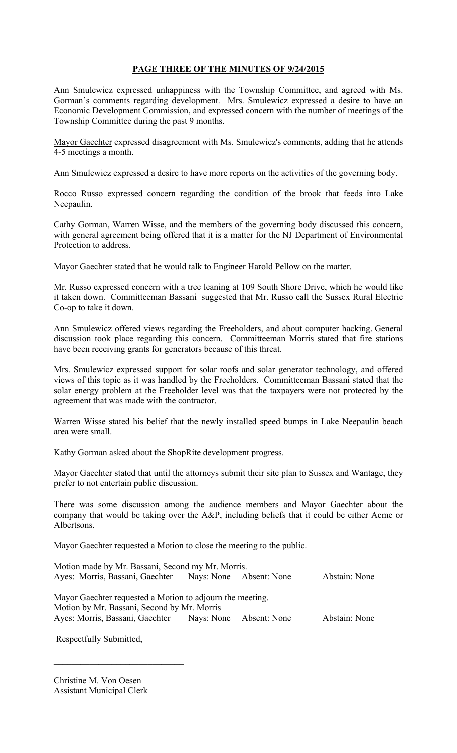**PAGE THREE OF THE MINUTES OF 9/24/2015**

Ann Smulewicz expressed unhappiness with the Township Committee, and agreed with Ms. Gorman's comments regarding development. Mrs. Smulewicz expressed a desire to have an Economic Development Commission, and expressed concern with the number of meetings of the Township Committee during the past 9 months.

Mayor Gaechter expressed disagreement with Ms. Smulewicz's comments, adding that he attends 4-5 meetings a month.

Ann Smulewicz expressed a desire to have more reports on the activities of the governing body.

Rocco Russo expressed concern regarding the condition of the brook that feeds into Lake Neepaulin.

Cathy Gorman, Warren Wisse, and the members of the governing body discussed this concern, with general agreement being offered that it is a matter for the NJ Department of Environmental Protection to address.

Mayor Gaechter stated that he would talk to Engineer Harold Pellow on the matter.

Mr. Russo expressed concern with a tree leaning at 109 South Shore Drive, which he would like it taken down. Committeeman Bassani suggested that Mr. Russo call the Sussex Rural Electric Co-op to take it down.

Ann Smulewicz offered views regarding the Freeholders, and about computer hacking. General discussion took place regarding this concern. Committeeman Morris stated that fire stations have been receiving grants for generators because of this threat.

Mrs. Smulewicz expressed support for solar roofs and solar generator technology, and offered views of this topic as it was handled by the Freeholders. Committeeman Bassani stated that the solar energy problem at the Freeholder level was that the taxpayers were not protected by the agreement that was made with the contractor.

Warren Wisse stated his belief that the newly installed speed bumps in Lake Neepaulin beach area were small.

Kathy Gorman asked about the ShopRite development progress.

Mayor Gaechter stated that until the attorneys submit their site plan to Sussex and Wantage, they prefer to not entertain public discussion.

There was some discussion among the audience members and Mayor Gaechter about the company that would be taking over the A&P, including beliefs that it could be either Acme or Albertsons.

Mayor Gaechter requested a Motion to close the meeting to the public.

Motion made by Mr. Bassani, Second my Mr. Morris.
Ayes: Morris, Bassani, Gaechter  Nays: None  Absent: None  Abstain: None

Mayor Gaechter requested a Motion to adjourn the meeting.
Motion by Mr. Bassani, Second by Mr. Morris
Ayes: Morris, Bassani, Gaechter  Nays: None  Absent: None  Abstain: None

Respectfully Submitted,

\_\_\_\_\_\_\_\_\_\_\_\_\_\_\_\_\_\_\_\_\_\_\_\_\_\_\_\_\_\_

Christine M. Von Oesen
Assistant Municipal Clerk